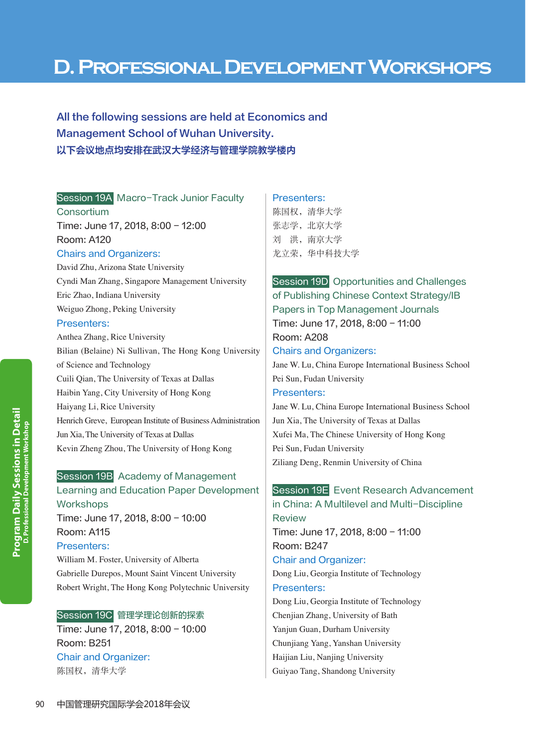# D. Professional Development Workshops

**All the following sessions are held at Economics and Management School of Wuhan University.**
**以下会议地点均安排在武汉大学经济与管理学院教学楼内**

### Session 19A Macro-Track Junior Faculty Consortium

Time: June 17, 2018, 8:00 – 12:00
Room: A120

**Chairs and Organizers:**

David Zhu, Arizona State University
Cyndi Man Zhang, Singapore Management University
Eric Zhao, Indiana University
Weiguo Zhong, Peking University

**Presenters:**

Anthea Zhang, Rice University
Bilian (Belaine) Ni Sullivan, The Hong Kong University of Science and Technology
Cuili Qian, The University of Texas at Dallas
Haibin Yang, City University of Hong Kong
Haiyang Li, Rice University
Henrich Greve, European Institute of Business Administration
Jun Xia, The University of Texas at Dallas
Kevin Zheng Zhou, The University of Hong Kong

### Session 19B Academy of Management Learning and Education Paper Development Workshops

Time: June 17, 2018, 8:00 – 10:00
Room: A115

**Presenters:**

William M. Foster, University of Alberta
Gabrielle Durepos, Mount Saint Vincent University
Robert Wright, The Hong Kong Polytechnic University

### Session 19C 管理学理论创新的探索

Time: June 17, 2018, 8:00 – 10:00
Room: B251

**Chair and Organizer:**

陈国权，清华大学

**Presenters:**

陈国权，清华大学
张志学，北京大学
刘　洪，南京大学
龙立荣，华中科技大学

### Session 19D Opportunities and Challenges of Publishing Chinese Context Strategy/IB Papers in Top Management Journals

Time: June 17, 2018, 8:00 – 11:00
Room: A208

**Chairs and Organizers:**

Jane W. Lu, China Europe International Business School
Pei Sun, Fudan University

**Presenters:**

Jane W. Lu, China Europe International Business School
Jun Xia, The University of Texas at Dallas
Xufei Ma, The Chinese University of Hong Kong
Pei Sun, Fudan University
Ziliang Deng, Renmin University of China

### Session 19E Event Research Advancement in China: A Multilevel and Multi-Discipline Review

Time: June 17, 2018, 8:00 – 11:00
Room: B247

**Chair and Organizer:**

Dong Liu, Georgia Institute of Technology

**Presenters:**

Dong Liu, Georgia Institute of Technology
Chenjian Zhang, University of Bath
Yanjun Guan, Durham University
Chunjiang Yang, Yanshan University
Haijian Liu, Nanjing University
Guiyao Tang, Shandong University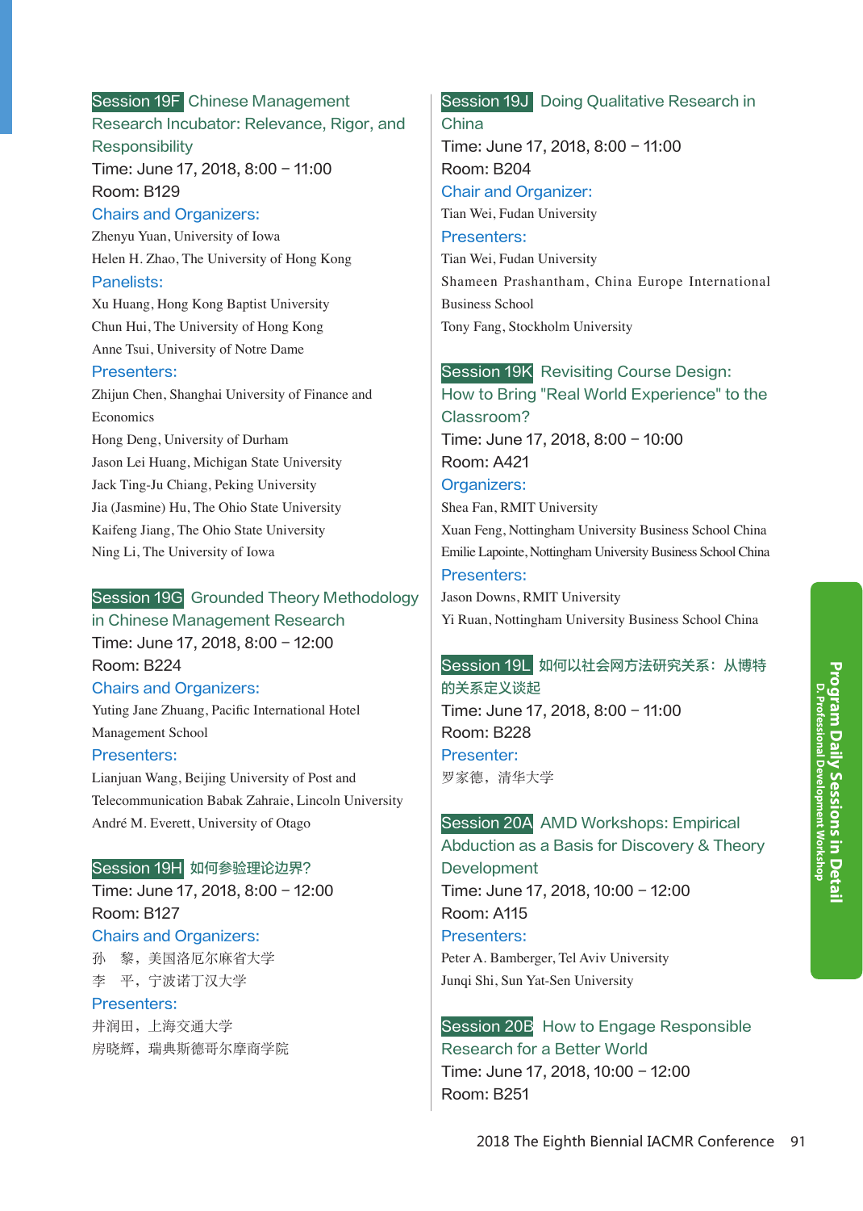## Session 19F Chinese Management Research Incubator: Relevance, Rigor, and Responsibility

Time: June 17, 2018, 8:00 – 11:00

Room: B129

### Chairs and Organizers:

Zhenyu Yuan, University of Iowa

Helen H. Zhao, The University of Hong Kong

### Panelists:

Xu Huang, Hong Kong Baptist University

Chun Hui, The University of Hong Kong

Anne Tsui, University of Notre Dame

### Presenters:

Zhijun Chen, Shanghai University of Finance and Economics

Hong Deng, University of Durham

Jason Lei Huang, Michigan State University

Jack Ting-Ju Chiang, Peking University

Jia (Jasmine) Hu, The Ohio State University

Kaifeng Jiang, The Ohio State University

Ning Li, The University of Iowa

## Session 19G Grounded Theory Methodology in Chinese Management Research

Time: June 17, 2018, 8:00 – 12:00

Room: B224

### Chairs and Organizers:

Yuting Jane Zhuang, Pacific International Hotel Management School

### Presenters:

Lianjuan Wang, Beijing University of Post and Telecommunication Babak Zahraie, Lincoln University

André M. Everett, University of Otago

## Session 19H 如何参验理论边界?

Time: June 17, 2018, 8:00 – 12:00

Room: B127

### Chairs and Organizers:

孙　黎，美国洛厄尔麻省大学

李　平，宁波诺丁汉大学

### Presenters:

井润田，上海交通大学

房晓辉，瑞典斯德哥尔摩商学院

## Session 19J Doing Qualitative Research in China

Time: June 17, 2018, 8:00 – 11:00

Room: B204

### Chair and Organizer:

Tian Wei, Fudan University

### Presenters:

Tian Wei, Fudan University

Shameen Prashantham, China Europe International Business School

Tony Fang, Stockholm University

## Session 19K Revisiting Course Design: How to Bring "Real World Experience" to the Classroom?

Time: June 17, 2018, 8:00 – 10:00

Room: A421

### Organizers:

Shea Fan, RMIT University

Xuan Feng, Nottingham University Business School China

Emilie Lapointe, Nottingham University Business School China

### Presenters:

Jason Downs, RMIT University

Yi Ruan, Nottingham University Business School China

## Session 19L 如何以社会网方法研究关系：从博特的关系定义谈起

Time: June 17, 2018, 8:00 – 11:00

Room: B228

### Presenter:

罗家德，清华大学

## Session 20A AMD Workshops: Empirical Abduction as a Basis for Discovery & Theory Development

Time: June 17, 2018, 10:00 – 12:00

Room: A115

### Presenters:

Peter A. Bamberger, Tel Aviv University

Junqi Shi, Sun Yat-Sen University

## Session 20B How to Engage Responsible Research for a Better World

Time: June 17, 2018, 10:00 – 12:00

Room: B251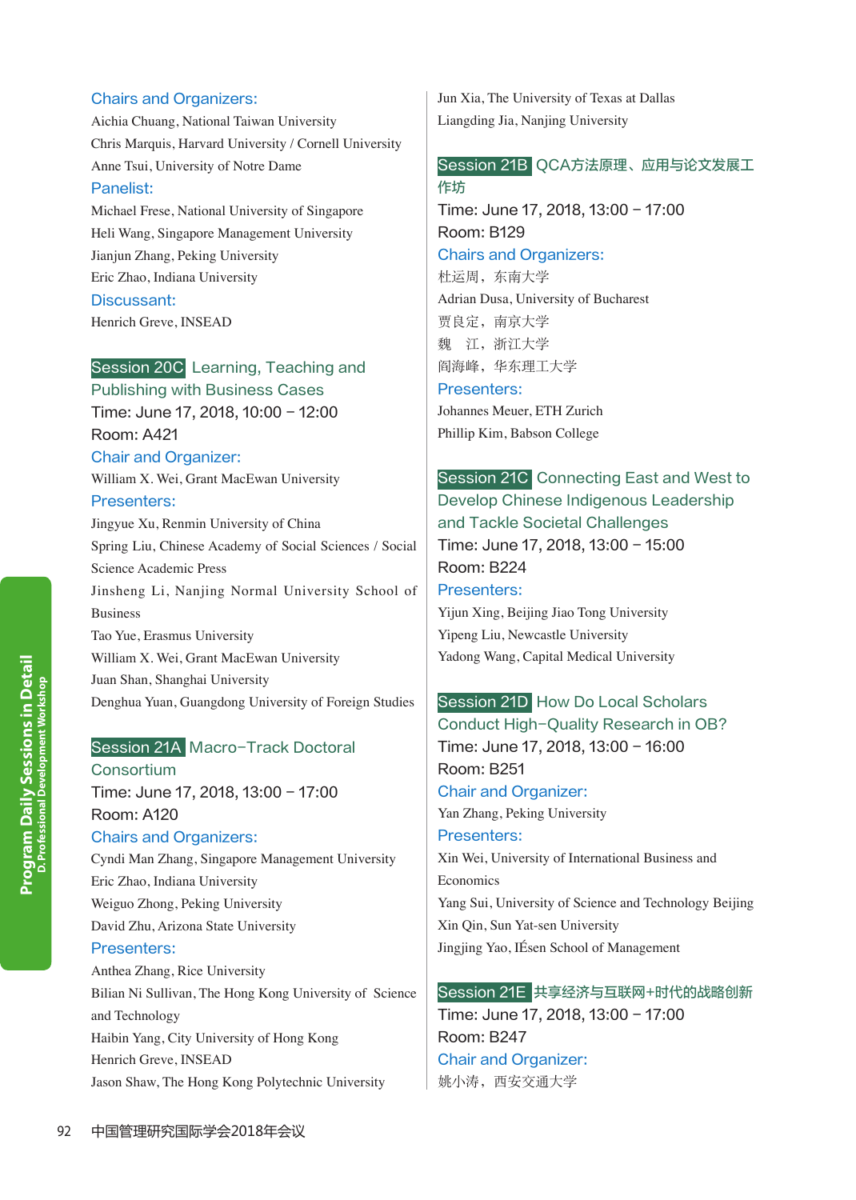**Chairs and Organizers:**

Aichia Chuang, National Taiwan University

Chris Marquis, Harvard University / Cornell University

Anne Tsui, University of Notre Dame

**Panelist:**

Michael Frese, National University of Singapore

Heli Wang, Singapore Management University

Jianjun Zhang, Peking University

Eric Zhao, Indiana University

**Discussant:**

Henrich Greve, INSEAD

## Session 20C Learning, Teaching and Publishing with Business Cases

Time: June 17, 2018, 10:00 – 12:00

Room: A421

**Chair and Organizer:**

William X. Wei, Grant MacEwan University

**Presenters:**

Jingyue Xu, Renmin University of China

Spring Liu, Chinese Academy of Social Sciences / Social Science Academic Press

Jinsheng Li, Nanjing Normal University School of Business

Tao Yue, Erasmus University

William X. Wei, Grant MacEwan University

Juan Shan, Shanghai University

Denghua Yuan, Guangdong University of Foreign Studies

## Session 21A Macro–Track Doctoral Consortium

Time: June 17, 2018, 13:00 – 17:00

Room: A120

**Chairs and Organizers:**

Cyndi Man Zhang, Singapore Management University

Eric Zhao, Indiana University

Weiguo Zhong, Peking University

David Zhu, Arizona State University

**Presenters:**

Anthea Zhang, Rice University

Bilian Ni Sullivan, The Hong Kong University of Science and Technology

Haibin Yang, City University of Hong Kong

Henrich Greve, INSEAD

Jason Shaw, The Hong Kong Polytechnic University

Jun Xia, The University of Texas at Dallas

Liangding Jia, Nanjing University

## Session 21B QCA方法原理、应用与论文发展工作坊

Time: June 17, 2018, 13:00 – 17:00

Room: B129

**Chairs and Organizers:**

杜运周，东南大学

Adrian Dusa, University of Bucharest

贾良定，南京大学

魏　江，浙江大学

阎海峰，华东理工大学

**Presenters:**

Johannes Meuer, ETH Zurich

Phillip Kim, Babson College

## Session 21C Connecting East and West to Develop Chinese Indigenous Leadership and Tackle Societal Challenges

Time: June 17, 2018, 13:00 – 15:00

Room: B224

**Presenters:**

Yijun Xing, Beijing Jiao Tong University

Yipeng Liu, Newcastle University

Yadong Wang, Capital Medical University

## Session 21D How Do Local Scholars Conduct High–Quality Research in OB?

Time: June 17, 2018, 13:00 – 16:00

Room: B251

**Chair and Organizer:**

Yan Zhang, Peking University

**Presenters:**

Xin Wei, University of International Business and Economics

Yang Sui, University of Science and Technology Beijing

Xin Qin, Sun Yat-sen University

Jingjing Yao, IÉsen School of Management

## Session 21E 共享经济与互联网+时代的战略创新

Time: June 17, 2018, 13:00 – 17:00

Room: B247

**Chair and Organizer:**

姚小涛，西安交通大学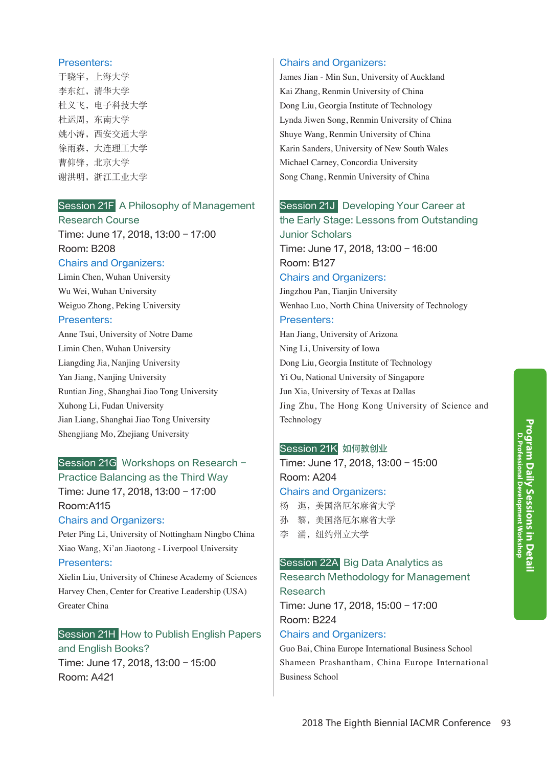**Presenters:**

于晓宇，上海大学

李东红，清华大学

杜义飞，电子科技大学

杜运周，东南大学

姚小涛，西安交通大学

徐雨森，大连理工大学

曹仰锋，北京大学

谢洪明，浙江工业大学

### Session 21F A Philosophy of Management Research Course

Time: June 17, 2018, 13:00 – 17:00

Room: B208

**Chairs and Organizers:**

Limin Chen, Wuhan University

Wu Wei, Wuhan University

Weiguo Zhong, Peking University

**Presenters:**

Anne Tsui, University of Notre Dame

Limin Chen, Wuhan University

Liangding Jia, Nanjing University

Yan Jiang, Nanjing University

Runtian Jing, Shanghai Jiao Tong University

Xuhong Li, Fudan University

Jian Liang, Shanghai Jiao Tong University

Shengjiang Mo, Zhejiang University

### Session 21G Workshops on Research – Practice Balancing as the Third Way

Time: June 17, 2018, 13:00 – 17:00

Room:A115

**Chairs and Organizers:**

Peter Ping Li, University of Nottingham Ningbo China

Xiao Wang, Xi'an Jiaotong - Liverpool University

**Presenters:**

Xielin Liu, University of Chinese Academy of Sciences

Harvey Chen, Center for Creative Leadership (USA) Greater China

### Session 21H How to Publish English Papers and English Books?

Time: June 17, 2018, 13:00 – 15:00

Room: A421

**Chairs and Organizers:**

James Jian - Min Sun, University of Auckland

Kai Zhang, Renmin University of China

Dong Liu, Georgia Institute of Technology

Lynda Jiwen Song, Renmin University of China

Shuye Wang, Renmin University of China

Karin Sanders, University of New South Wales

Michael Carney, Concordia University

Song Chang, Renmin University of China

### Session 21J Developing Your Career at the Early Stage: Lessons from Outstanding Junior Scholars

Time: June 17, 2018, 13:00 – 16:00

Room: B127

**Chairs and Organizers:**

Jingzhou Pan, Tianjin University

Wenhao Luo, North China University of Technology

**Presenters:**

Han Jiang, University of Arizona

Ning Li, University of Iowa

Dong Liu, Georgia Institute of Technology

Yi Ou, National University of Singapore

Jun Xia, University of Texas at Dallas

Jing Zhu, The Hong Kong University of Science and Technology

### Session 21K 如何教创业

Time: June 17, 2018, 13:00 – 15:00

Room: A204

**Chairs and Organizers:**

杨　迤，美国洛厄尔麻省大学

孙　黎，美国洛厄尔麻省大学

李　涌，纽约州立大学

### Session 22A Big Data Analytics as Research Methodology for Management Research

Time: June 17, 2018, 15:00 – 17:00

Room: B224

**Chairs and Organizers:**

Guo Bai, China Europe International Business School

Shameen Prashantham, China Europe International Business School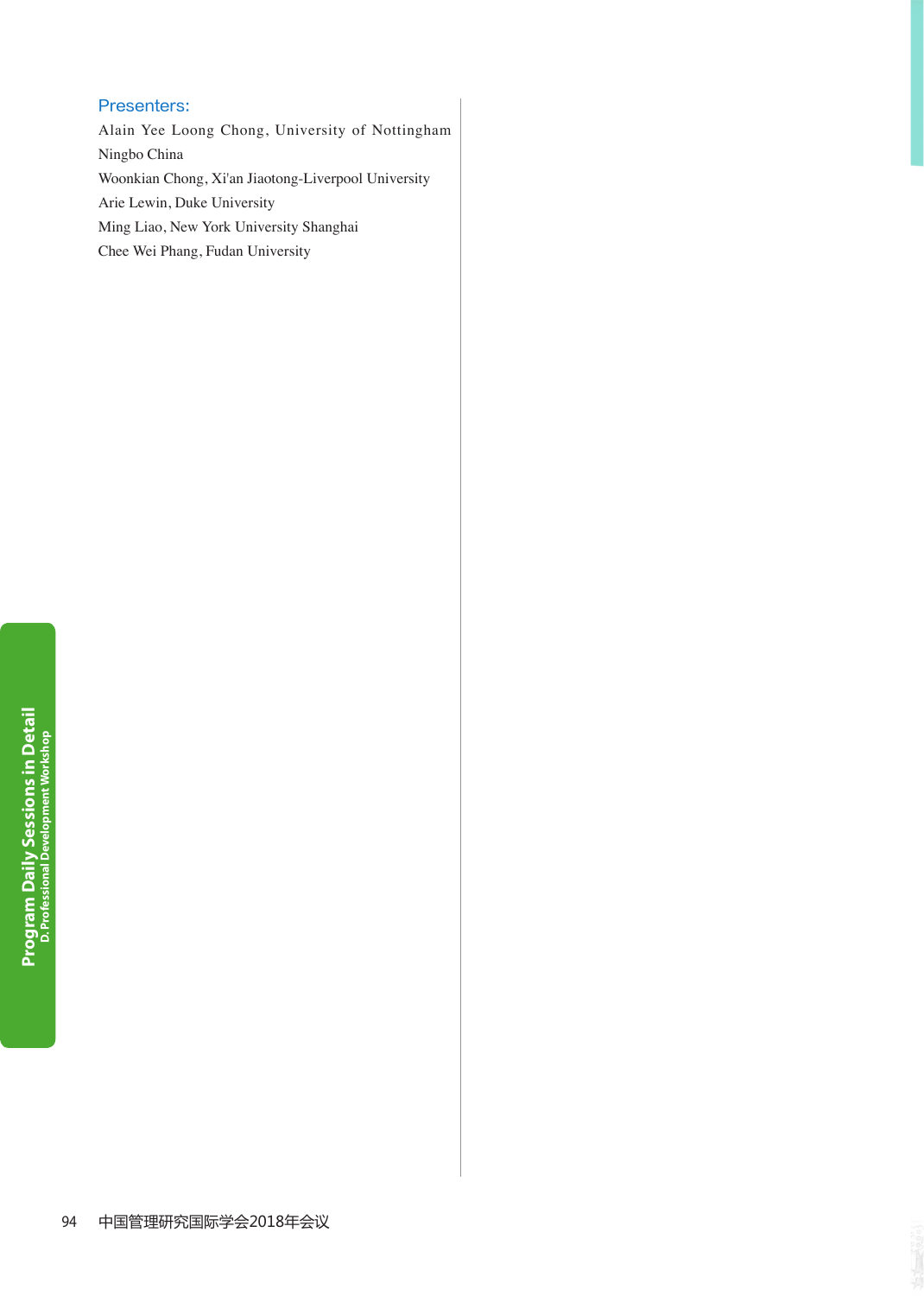### Presenters:

Alain Yee Loong Chong, University of Nottingham Ningbo China

Woonkian Chong, Xi'an Jiaotong-Liverpool University

Arie Lewin, Duke University

Ming Liao, New York University Shanghai

Chee Wei Phang, Fudan University